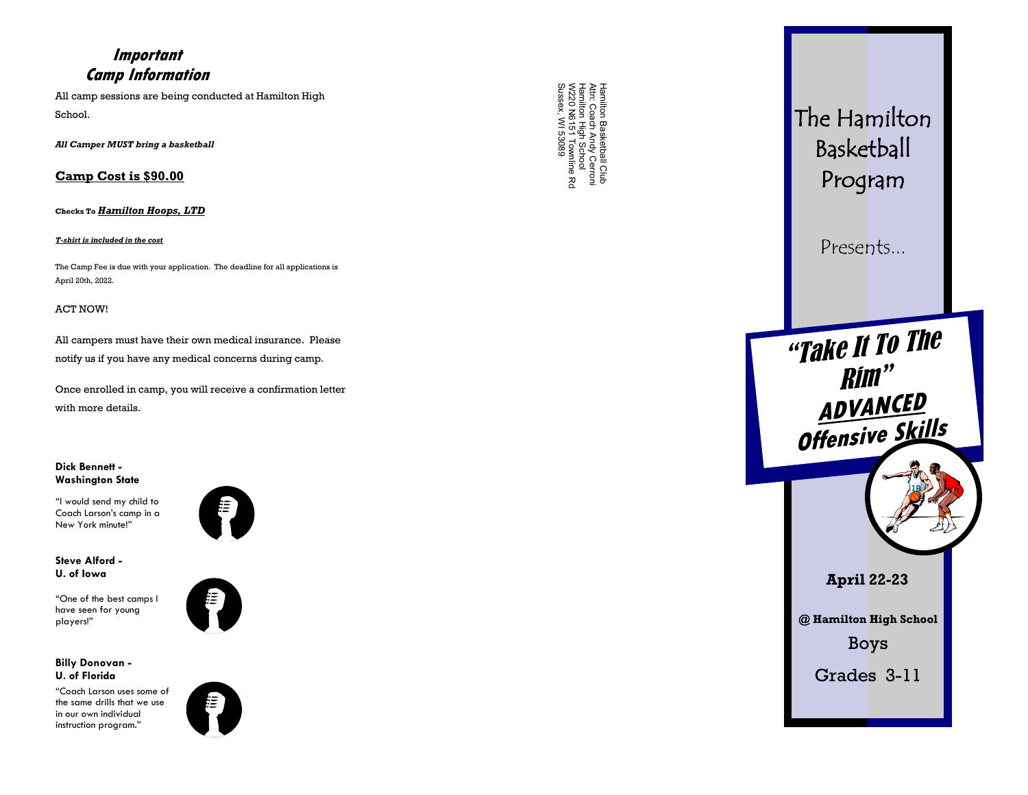## Important Camp Information

All camp sessions are being conducted at Hamilton High School.

***All Camper MUST bring a basketball***

**Camp Cost is $90.00**

**Checks To *Hamilton Hoops, LTD***

***T-shirt is included in the cost***

The Camp Fee is due with your application. The deadline for all applications is April 20th, 2022.

ACT NOW!

All campers must have their own medical insurance. Please notify us if you have any medical concerns during camp.

Once enrolled in camp, you will receive a confirmation letter with more details.

**Dick Bennett - Washington State**

"I would send my child to Coach Larson's camp in a New York minute!"

**Steve Alford - U. of Iowa**

"One of the best camps I have seen for young players!"

**Billy Donovan - U. of Florida**

"Coach Larson uses some of the same drills that we use in our own individual instruction program."

Hamilton Basketball Club
Attn: Coach Andy Cerroni
Hamilton High School
W220 N6151 Townline Rd
Sussex, WI 53089

# The Hamilton Basketball Program

Presents...

## "Take It To The Rim"

## ADVANCED Offensive Skills

**April 22-23**

**@ Hamilton High School**

Boys

Grades 3-11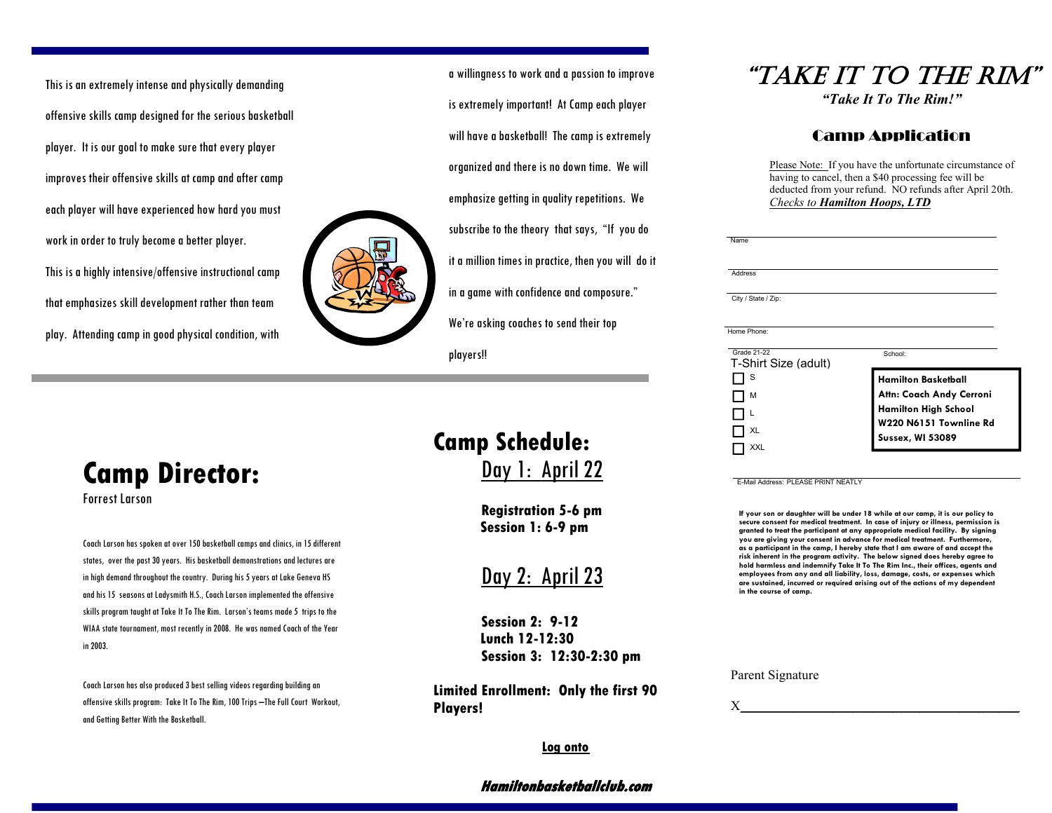This is an extremely intense and physically demanding offensive skills camp designed for the serious basketball player. It is our goal to make sure that every player improves their offensive skills at camp and after camp each player will have experienced how hard you must work in order to truly become a better player. This is a highly intensive/offensive instructional camp that emphasizes skill development rather than team play. Attending camp in good physical condition, with a willingness to work and a passion to improve is extremely important! At Camp each player will have a basketball! The camp is extremely organized and there is no down time. We will emphasize getting in quality repetitions. We subscribe to the theory that says, "If you do it a million times in practice, then you will do it in a game with confidence and composure." We're asking coaches to send their top players!!

# Camp Director:

Forrest Larson

Coach Larson has spoken at over 150 basketball camps and clinics, in 15 different states, over the past 30 years. His basketball demonstrations and lectures are in high demand throughout the country. During his 5 years at Lake Geneva HS and his 15 seasons at Ladysmith H.S., Coach Larson implemented the offensive skills program taught at Take It To The Rim. Larson's teams made 5 trips to the WIAA state tournament, most recently in 2008. He was named Coach of the Year in 2003.

Coach Larson has also produced 3 best selling videos regarding building an offensive skills program: Take It To The Rim, 100 Trips –The Full Court Workout, and Getting Better With the Basketball.

# Camp Schedule:

## Day 1: April 22

**Registration 5-6 pm**
**Session 1: 6-9 pm**

## Day 2: April 23

**Session 2: 9-12**
**Lunch 12-12:30**
**Session 3: 12:30-2:30 pm**

**Limited Enrollment: Only the first 90 Players!**

**Log onto**

***Hamiltonbasketballclub.com***

# "TAKE IT TO THE RIM"

***"Take It To The Rim!"***

## Camp Application

Please Note: If you have the unfortunate circumstance of having to cancel, then a $40 processing fee will be deducted from your refund. NO refunds after April 20th. *Checks to **Hamilton Hoops, LTD***

Name ______________________________

Address ______________________________

City / State / Zip: ______________________________

Home Phone: ______________________________

Grade 21-22 ____________ School: ____________

T-Shirt Size (adult)

- ☐ S
- ☐ M
- ☐ L
- ☐ XL
- ☐ XXL

**Hamilton Basketball**
**Attn: Coach Andy Cerroni**
**Hamilton High School**
**W220 N6151 Townline Rd**
**Sussex, WI 53089**

E-Mail Address: PLEASE PRINT NEATLY ______________________________

**If your son or daughter will be under 18 while at our camp, it is our policy to secure consent for medical treatment. In case of injury or illness, permission is granted to treat the participant at any appropriate medical facility. By signing you are giving your consent in advance for medical treatment. Furthermore, as a participant in the camp, I hereby state that I am aware of and accept the risk inherent in the program activity. The below signed does hereby agree to hold harmless and indemnify Take It To The Rim Inc., their offices, agents and employees from any and all liability, loss, damage, costs, or expenses which are sustained, incurred or required arising out of the actions of my dependent in the course of camp.**

Parent Signature

X______________________________